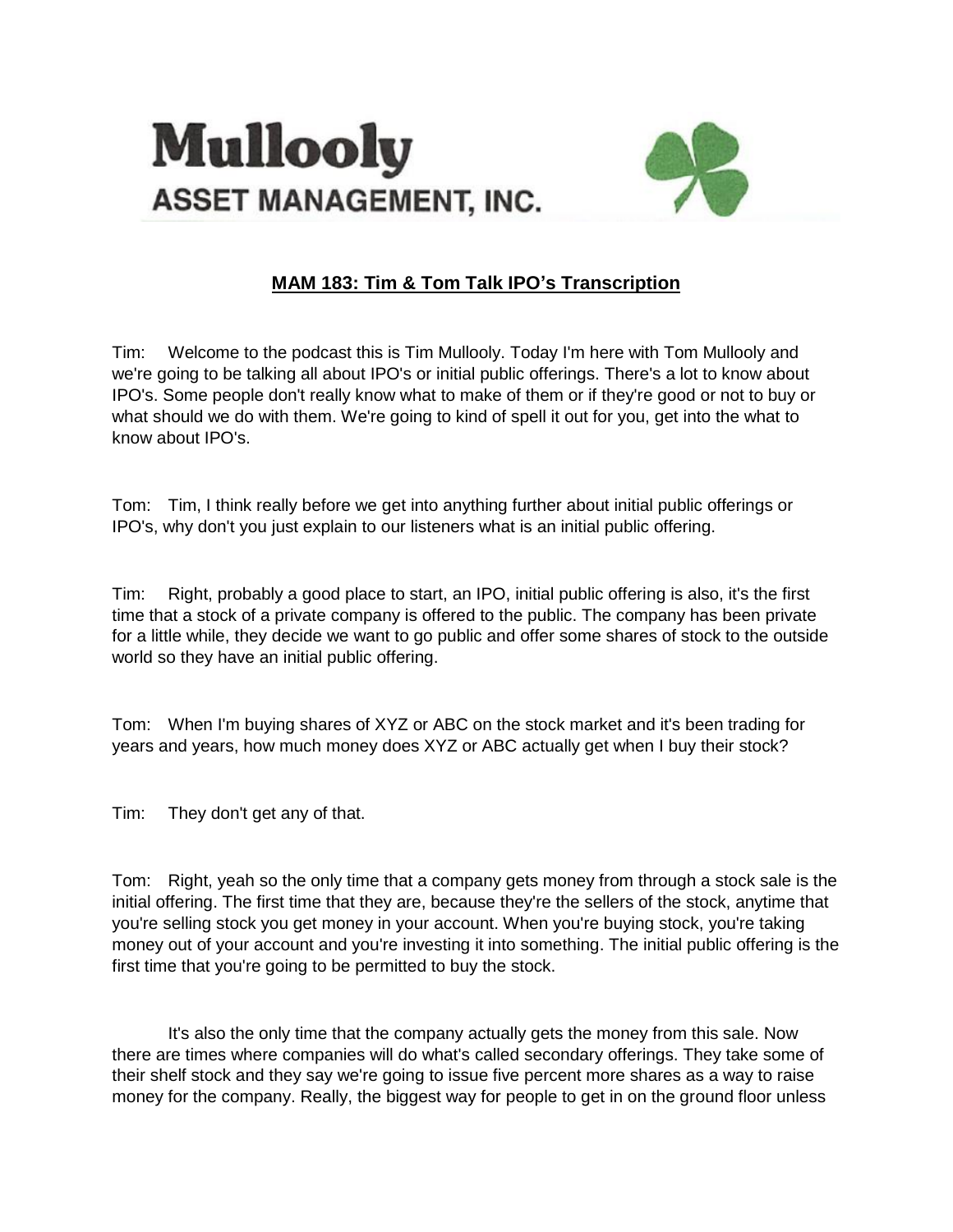# Mullooly ASSET MANAGEMENT, INC.

## MAM 183: Tim & Tom Talk IPO's Transcription

Tim: Welcome to the podcast this is Tim Mullooly. Today I'm here with Tom Mullooly and we're going to be talking all about IPO's or initial public offerings. There's a lot to know about IPO's. Some people don't really know what to make of them or if they're good or not to buy or what should we do with them. We're going to kind of spell it out for you, get into the what to know about IPO's.

Tom: Tim, I think really before we get into anything further about initial public offerings or IPO's, why don't you just explain to our listeners what is an initial public offering.

Tim: Right, probably a good place to start, an IPO, initial public offering is also, it's the first time that a stock of a private company is offered to the public. The company has been private for a little while, they decide we want to go public and offer some shares of stock to the outside world so they have an initial public offering.

Tom: When I'm buying shares of XYZ or ABC on the stock market and it's been trading for years and years, how much money does XYZ or ABC actually get when I buy their stock?

Tim: They don't get any of that.

Tom: Right, yeah so the only time that a company gets money from through a stock sale is the initial offering. The first time that they are, because they're the sellers of the stock, anytime that you're selling stock you get money in your account. When you're buying stock, you're taking money out of your account and you're investing it into something. The initial public offering is the first time that you're going to be permitted to buy the stock.

It's also the only time that the company actually gets the money from this sale. Now there are times where companies will do what's called secondary offerings. They take some of their shelf stock and they say we're going to issue five percent more shares as a way to raise money for the company. Really, the biggest way for people to get in on the ground floor unless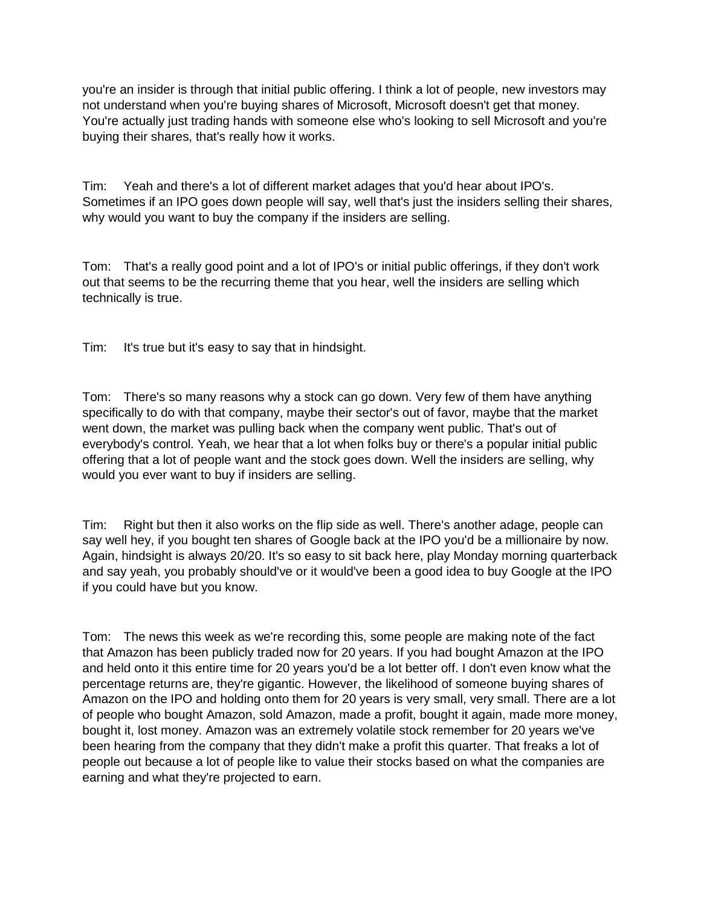you're an insider is through that initial public offering. I think a lot of people, new investors may not understand when you're buying shares of Microsoft, Microsoft doesn't get that money. You're actually just trading hands with someone else who's looking to sell Microsoft and you're buying their shares, that's really how it works.

Tim: Yeah and there's a lot of different market adages that you'd hear about IPO's. Sometimes if an IPO goes down people will say, well that's just the insiders selling their shares, why would you want to buy the company if the insiders are selling.

Tom: That's a really good point and a lot of IPO's or initial public offerings, if they don't work out that seems to be the recurring theme that you hear, well the insiders are selling which technically is true.

Tim: It's true but it's easy to say that in hindsight.

Tom: There's so many reasons why a stock can go down. Very few of them have anything specifically to do with that company, maybe their sector's out of favor, maybe that the market went down, the market was pulling back when the company went public. That's out of everybody's control. Yeah, we hear that a lot when folks buy or there's a popular initial public offering that a lot of people want and the stock goes down. Well the insiders are selling, why would you ever want to buy if insiders are selling.

Tim: Right but then it also works on the flip side as well. There's another adage, people can say well hey, if you bought ten shares of Google back at the IPO you'd be a millionaire by now. Again, hindsight is always 20/20. It's so easy to sit back here, play Monday morning quarterback and say yeah, you probably should've or it would've been a good idea to buy Google at the IPO if you could have but you know.

Tom: The news this week as we're recording this, some people are making note of the fact that Amazon has been publicly traded now for 20 years. If you had bought Amazon at the IPO and held onto it this entire time for 20 years you'd be a lot better off. I don't even know what the percentage returns are, they're gigantic. However, the likelihood of someone buying shares of Amazon on the IPO and holding onto them for 20 years is very small, very small. There are a lot of people who bought Amazon, sold Amazon, made a profit, bought it again, made more money, bought it, lost money. Amazon was an extremely volatile stock remember for 20 years we've been hearing from the company that they didn't make a profit this quarter. That freaks a lot of people out because a lot of people like to value their stocks based on what the companies are earning and what they're projected to earn.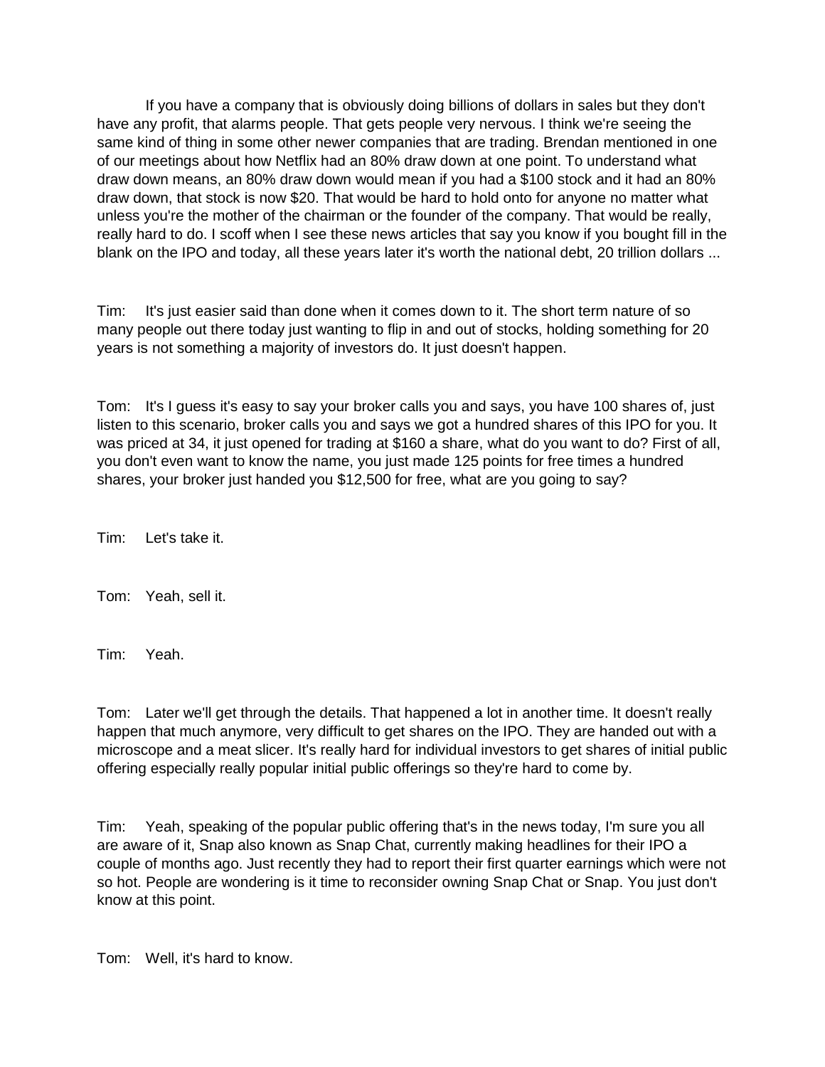If you have a company that is obviously doing billions of dollars in sales but they don't have any profit, that alarms people. That gets people very nervous. I think we're seeing the same kind of thing in some other newer companies that are trading. Brendan mentioned in one of our meetings about how Netflix had an 80% draw down at one point. To understand what draw down means, an 80% draw down would mean if you had a $100 stock and it had an 80% draw down, that stock is now $20. That would be hard to hold onto for anyone no matter what unless you're the mother of the chairman or the founder of the company. That would be really, really hard to do. I scoff when I see these news articles that say you know if you bought fill in the blank on the IPO and today, all these years later it's worth the national debt, 20 trillion dollars ...

Tim: It's just easier said than done when it comes down to it. The short term nature of so many people out there today just wanting to flip in and out of stocks, holding something for 20 years is not something a majority of investors do. It just doesn't happen.

Tom: It's I guess it's easy to say your broker calls you and says, you have 100 shares of, just listen to this scenario, broker calls you and says we got a hundred shares of this IPO for you. It was priced at 34, it just opened for trading at $160 a share, what do you want to do? First of all, you don't even want to know the name, you just made 125 points for free times a hundred shares, your broker just handed you $12,500 for free, what are you going to say?

Tim: Let's take it.

Tom: Yeah, sell it.

Tim: Yeah.

Tom: Later we'll get through the details. That happened a lot in another time. It doesn't really happen that much anymore, very difficult to get shares on the IPO. They are handed out with a microscope and a meat slicer. It's really hard for individual investors to get shares of initial public offering especially really popular initial public offerings so they're hard to come by.

Tim: Yeah, speaking of the popular public offering that's in the news today, I'm sure you all are aware of it, Snap also known as Snap Chat, currently making headlines for their IPO a couple of months ago. Just recently they had to report their first quarter earnings which were not so hot. People are wondering is it time to reconsider owning Snap Chat or Snap. You just don't know at this point.

Tom: Well, it's hard to know.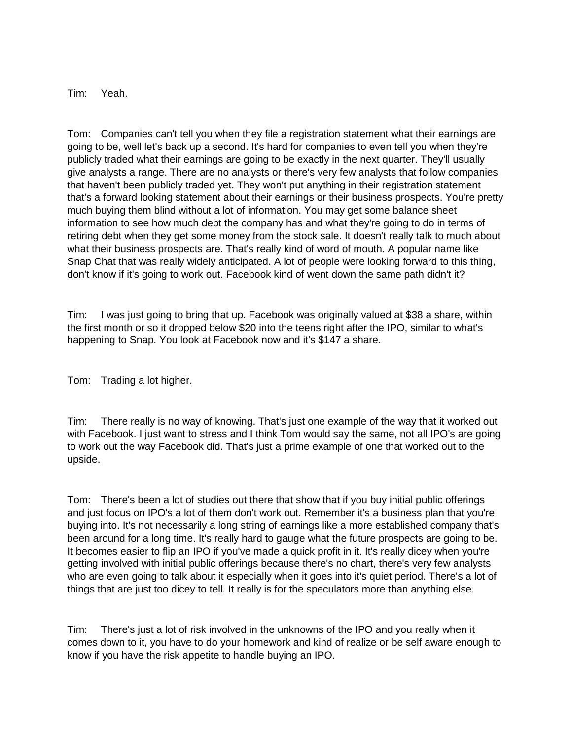Tim: Yeah.

Tom: Companies can't tell you when they file a registration statement what their earnings are going to be, well let's back up a second. It's hard for companies to even tell you when they're publicly traded what their earnings are going to be exactly in the next quarter. They'll usually give analysts a range. There are no analysts or there's very few analysts that follow companies that haven't been publicly traded yet. They won't put anything in their registration statement that's a forward looking statement about their earnings or their business prospects. You're pretty much buying them blind without a lot of information. You may get some balance sheet information to see how much debt the company has and what they're going to do in terms of retiring debt when they get some money from the stock sale. It doesn't really talk to much about what their business prospects are. That's really kind of word of mouth. A popular name like Snap Chat that was really widely anticipated. A lot of people were looking forward to this thing, don't know if it's going to work out. Facebook kind of went down the same path didn't it?

Tim: I was just going to bring that up. Facebook was originally valued at $38 a share, within the first month or so it dropped below $20 into the teens right after the IPO, similar to what's happening to Snap. You look at Facebook now and it's $147 a share.

Tom: Trading a lot higher.

Tim: There really is no way of knowing. That's just one example of the way that it worked out with Facebook. I just want to stress and I think Tom would say the same, not all IPO's are going to work out the way Facebook did. That's just a prime example of one that worked out to the upside.

Tom: There's been a lot of studies out there that show that if you buy initial public offerings and just focus on IPO's a lot of them don't work out. Remember it's a business plan that you're buying into. It's not necessarily a long string of earnings like a more established company that's been around for a long time. It's really hard to gauge what the future prospects are going to be. It becomes easier to flip an IPO if you've made a quick profit in it. It's really dicey when you're getting involved with initial public offerings because there's no chart, there's very few analysts who are even going to talk about it especially when it goes into it's quiet period. There's a lot of things that are just too dicey to tell. It really is for the speculators more than anything else.

Tim: There's just a lot of risk involved in the unknowns of the IPO and you really when it comes down to it, you have to do your homework and kind of realize or be self aware enough to know if you have the risk appetite to handle buying an IPO.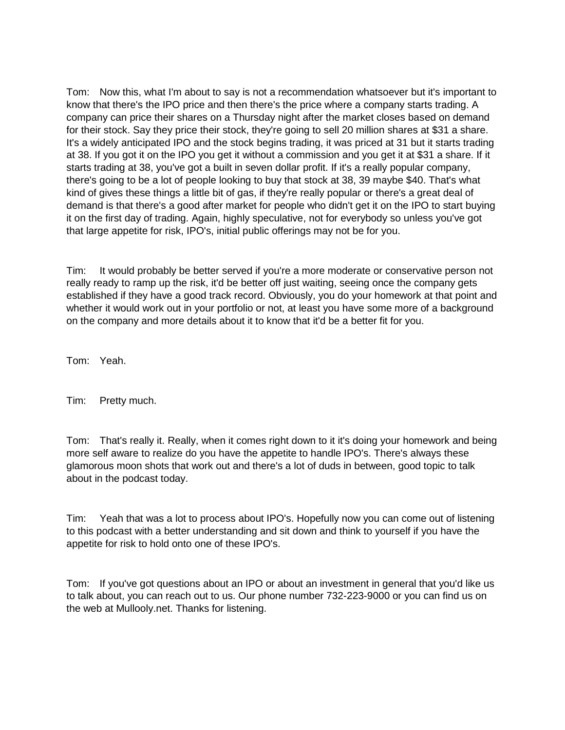Tom: Now this, what I'm about to say is not a recommendation whatsoever but it's important to know that there's the IPO price and then there's the price where a company starts trading. A company can price their shares on a Thursday night after the market closes based on demand for their stock. Say they price their stock, they're going to sell 20 million shares at $31 a share. It's a widely anticipated IPO and the stock begins trading, it was priced at 31 but it starts trading at 38. If you got it on the IPO you get it without a commission and you get it at $31 a share. If it starts trading at 38, you've got a built in seven dollar profit. If it's a really popular company, there's going to be a lot of people looking to buy that stock at 38, 39 maybe $40. That's what kind of gives these things a little bit of gas, if they're really popular or there's a great deal of demand is that there's a good after market for people who didn't get it on the IPO to start buying it on the first day of trading. Again, highly speculative, not for everybody so unless you've got that large appetite for risk, IPO's, initial public offerings may not be for you.

Tim: It would probably be better served if you're a more moderate or conservative person not really ready to ramp up the risk, it'd be better off just waiting, seeing once the company gets established if they have a good track record. Obviously, you do your homework at that point and whether it would work out in your portfolio or not, at least you have some more of a background on the company and more details about it to know that it'd be a better fit for you.

Tom: Yeah.

Tim: Pretty much.

Tom: That's really it. Really, when it comes right down to it it's doing your homework and being more self aware to realize do you have the appetite to handle IPO's. There's always these glamorous moon shots that work out and there's a lot of duds in between, good topic to talk about in the podcast today.

Tim: Yeah that was a lot to process about IPO's. Hopefully now you can come out of listening to this podcast with a better understanding and sit down and think to yourself if you have the appetite for risk to hold onto one of these IPO's.

Tom: If you've got questions about an IPO or about an investment in general that you'd like us to talk about, you can reach out to us. Our phone number 732-223-9000 or you can find us on the web at Mullooly.net. Thanks for listening.